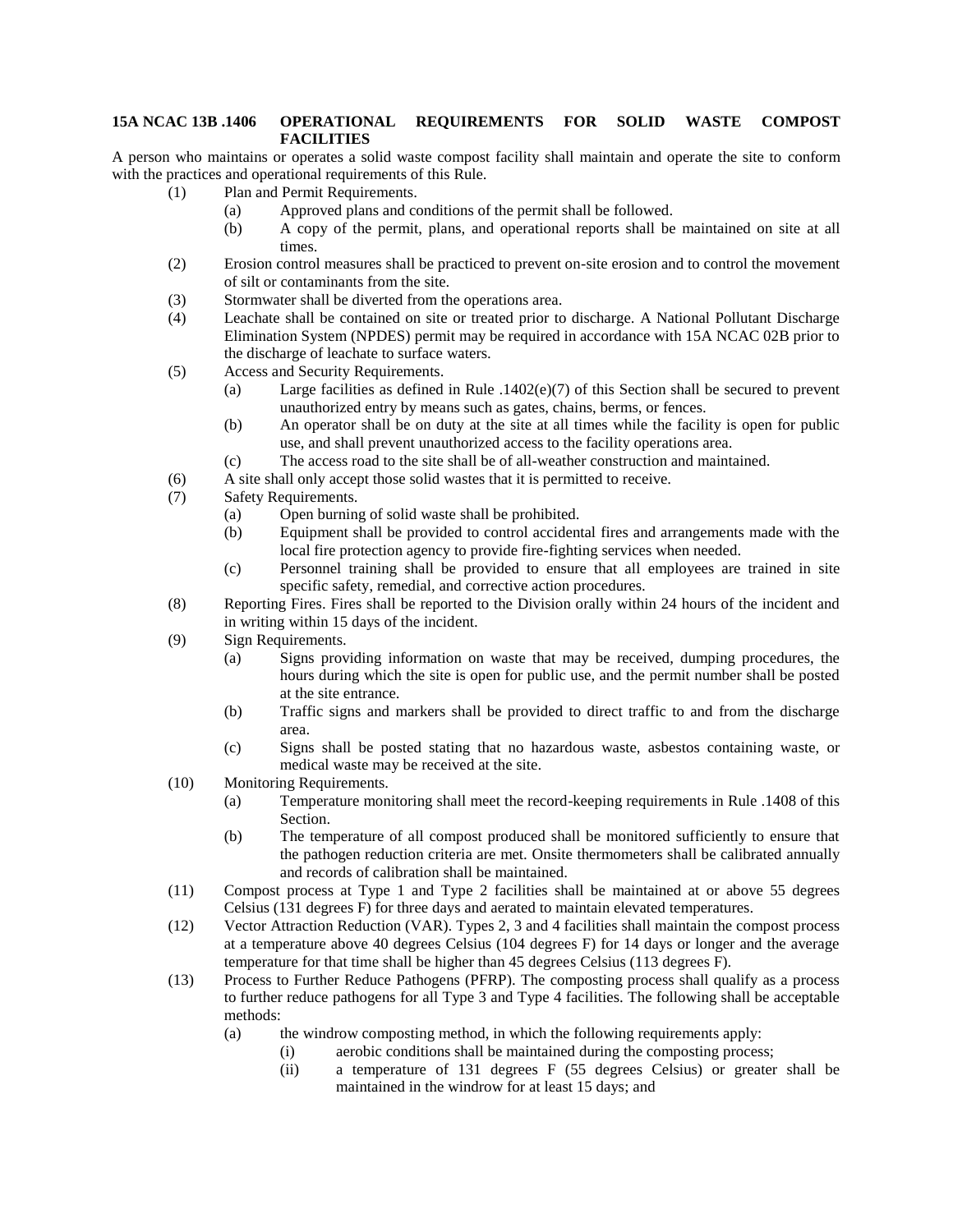**15A NCAC 13B .1406 OPERATIONAL REQUIREMENTS FOR SOLID WASTE COMPOST FACILITIES**

A person who maintains or operates a solid waste compost facility shall maintain and operate the site to conform with the practices and operational requirements of this Rule.

(1) Plan and Permit Requirements.
  (a) Approved plans and conditions of the permit shall be followed.
  (b) A copy of the permit, plans, and operational reports shall be maintained on site at all times.

(2) Erosion control measures shall be practiced to prevent on-site erosion and to control the movement of silt or contaminants from the site.

(3) Stormwater shall be diverted from the operations area.

(4) Leachate shall be contained on site or treated prior to discharge. A National Pollutant Discharge Elimination System (NPDES) permit may be required in accordance with 15A NCAC 02B prior to the discharge of leachate to surface waters.

(5) Access and Security Requirements.
  (a) Large facilities as defined in Rule .1402(e)(7) of this Section shall be secured to prevent unauthorized entry by means such as gates, chains, berms, or fences.
  (b) An operator shall be on duty at the site at all times while the facility is open for public use, and shall prevent unauthorized access to the facility operations area.
  (c) The access road to the site shall be of all-weather construction and maintained.

(6) A site shall only accept those solid wastes that it is permitted to receive.

(7) Safety Requirements.
  (a) Open burning of solid waste shall be prohibited.
  (b) Equipment shall be provided to control accidental fires and arrangements made with the local fire protection agency to provide fire-fighting services when needed.
  (c) Personnel training shall be provided to ensure that all employees are trained in site specific safety, remedial, and corrective action procedures.

(8) Reporting Fires. Fires shall be reported to the Division orally within 24 hours of the incident and in writing within 15 days of the incident.

(9) Sign Requirements.
  (a) Signs providing information on waste that may be received, dumping procedures, the hours during which the site is open for public use, and the permit number shall be posted at the site entrance.
  (b) Traffic signs and markers shall be provided to direct traffic to and from the discharge area.
  (c) Signs shall be posted stating that no hazardous waste, asbestos containing waste, or medical waste may be received at the site.

(10) Monitoring Requirements.
  (a) Temperature monitoring shall meet the record-keeping requirements in Rule .1408 of this Section.
  (b) The temperature of all compost produced shall be monitored sufficiently to ensure that the pathogen reduction criteria are met. Onsite thermometers shall be calibrated annually and records of calibration shall be maintained.

(11) Compost process at Type 1 and Type 2 facilities shall be maintained at or above 55 degrees Celsius (131 degrees F) for three days and aerated to maintain elevated temperatures.

(12) Vector Attraction Reduction (VAR). Types 2, 3 and 4 facilities shall maintain the compost process at a temperature above 40 degrees Celsius (104 degrees F) for 14 days or longer and the average temperature for that time shall be higher than 45 degrees Celsius (113 degrees F).

(13) Process to Further Reduce Pathogens (PFRP). The composting process shall qualify as a process to further reduce pathogens for all Type 3 and Type 4 facilities. The following shall be acceptable methods:
  (a) the windrow composting method, in which the following requirements apply:
    (i) aerobic conditions shall be maintained during the composting process;
    (ii) a temperature of 131 degrees F (55 degrees Celsius) or greater shall be maintained in the windrow for at least 15 days; and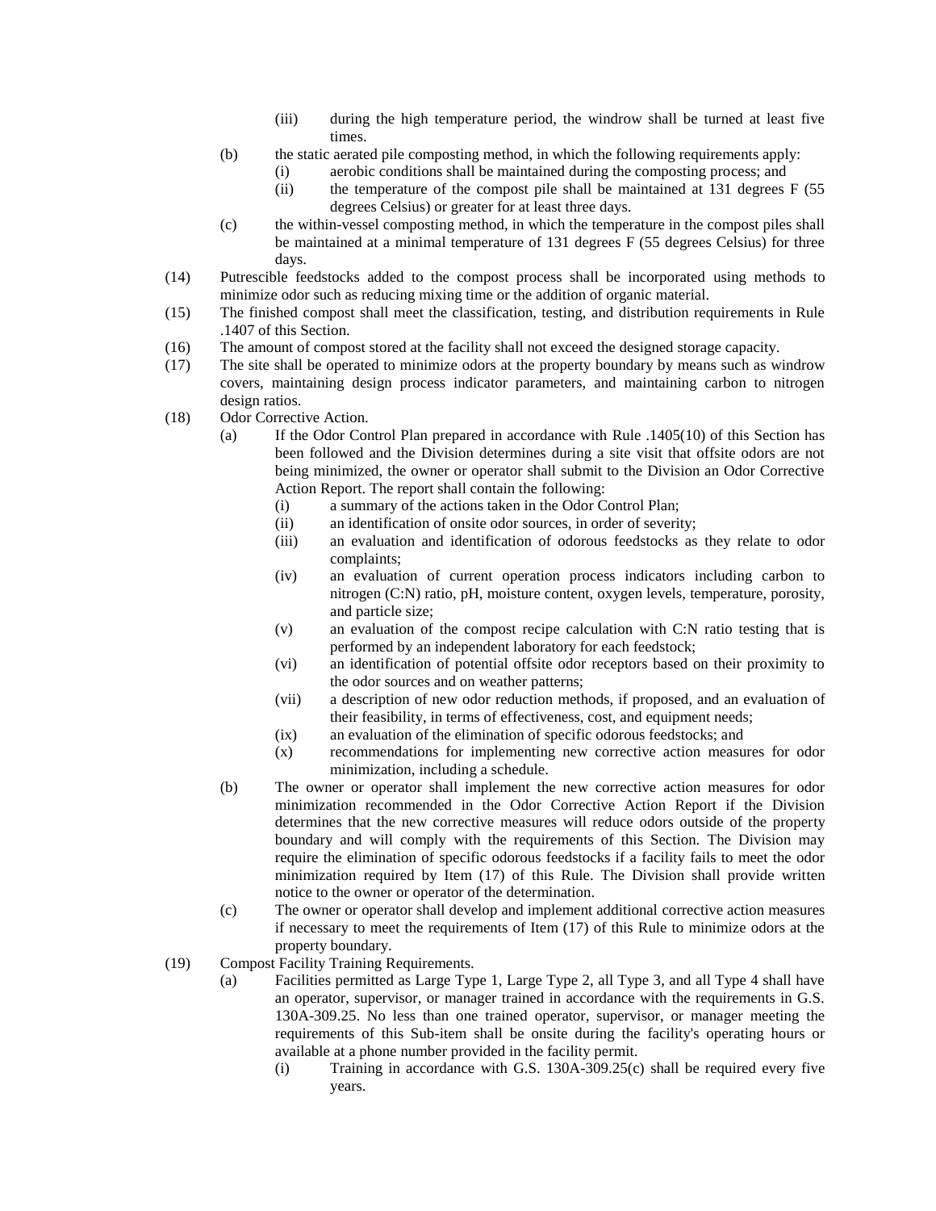(iii) during the high temperature period, the windrow shall be turned at least five times.

(b) the static aerated pile composting method, in which the following requirements apply:

(i) aerobic conditions shall be maintained during the composting process; and

(ii) the temperature of the compost pile shall be maintained at 131 degrees F (55 degrees Celsius) or greater for at least three days.

(c) the within-vessel composting method, in which the temperature in the compost piles shall be maintained at a minimal temperature of 131 degrees F (55 degrees Celsius) for three days.

(14) Putrescible feedstocks added to the compost process shall be incorporated using methods to minimize odor such as reducing mixing time or the addition of organic material.

(15) The finished compost shall meet the classification, testing, and distribution requirements in Rule .1407 of this Section.

(16) The amount of compost stored at the facility shall not exceed the designed storage capacity.

(17) The site shall be operated to minimize odors at the property boundary by means such as windrow covers, maintaining design process indicator parameters, and maintaining carbon to nitrogen design ratios.

(18) Odor Corrective Action.

(a) If the Odor Control Plan prepared in accordance with Rule .1405(10) of this Section has been followed and the Division determines during a site visit that offsite odors are not being minimized, the owner or operator shall submit to the Division an Odor Corrective Action Report. The report shall contain the following:

(i) a summary of the actions taken in the Odor Control Plan;

(ii) an identification of onsite odor sources, in order of severity;

(iii) an evaluation and identification of odorous feedstocks as they relate to odor complaints;

(iv) an evaluation of current operation process indicators including carbon to nitrogen (C:N) ratio, pH, moisture content, oxygen levels, temperature, porosity, and particle size;

(v) an evaluation of the compost recipe calculation with C:N ratio testing that is performed by an independent laboratory for each feedstock;

(vi) an identification of potential offsite odor receptors based on their proximity to the odor sources and on weather patterns;

(vii) a description of new odor reduction methods, if proposed, and an evaluation of their feasibility, in terms of effectiveness, cost, and equipment needs;

(ix) an evaluation of the elimination of specific odorous feedstocks; and

(x) recommendations for implementing new corrective action measures for odor minimization, including a schedule.

(b) The owner or operator shall implement the new corrective action measures for odor minimization recommended in the Odor Corrective Action Report if the Division determines that the new corrective measures will reduce odors outside of the property boundary and will comply with the requirements of this Section. The Division may require the elimination of specific odorous feedstocks if a facility fails to meet the odor minimization required by Item (17) of this Rule. The Division shall provide written notice to the owner or operator of the determination.

(c) The owner or operator shall develop and implement additional corrective action measures if necessary to meet the requirements of Item (17) of this Rule to minimize odors at the property boundary.

(19) Compost Facility Training Requirements.

(a) Facilities permitted as Large Type 1, Large Type 2, all Type 3, and all Type 4 shall have an operator, supervisor, or manager trained in accordance with the requirements in G.S. 130A-309.25. No less than one trained operator, supervisor, or manager meeting the requirements of this Sub-item shall be onsite during the facility's operating hours or available at a phone number provided in the facility permit.

(i) Training in accordance with G.S. 130A-309.25(c) shall be required every five years.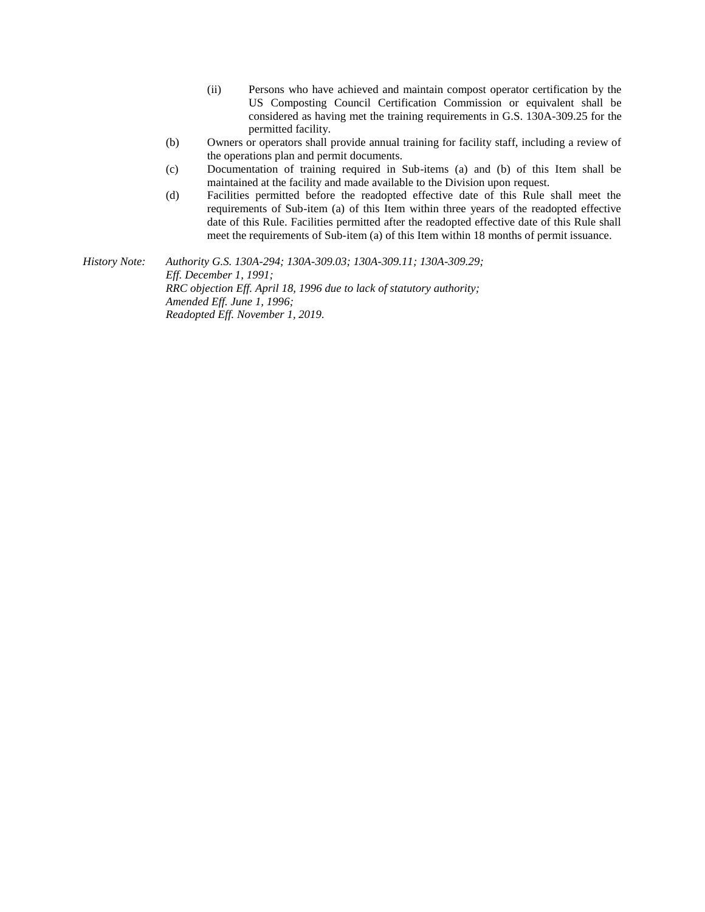(ii) Persons who have achieved and maintain compost operator certification by the US Composting Council Certification Commission or equivalent shall be considered as having met the training requirements in G.S. 130A-309.25 for the permitted facility.

(b) Owners or operators shall provide annual training for facility staff, including a review of the operations plan and permit documents.

(c) Documentation of training required in Sub-items (a) and (b) of this Item shall be maintained at the facility and made available to the Division upon request.

(d) Facilities permitted before the readopted effective date of this Rule shall meet the requirements of Sub-item (a) of this Item within three years of the readopted effective date of this Rule. Facilities permitted after the readopted effective date of this Rule shall meet the requirements of Sub-item (a) of this Item within 18 months of permit issuance.

*History Note: Authority G.S. 130A-294; 130A-309.03; 130A-309.11; 130A-309.29;*
*Eff. December 1, 1991;*
*RRC objection Eff. April 18, 1996 due to lack of statutory authority;*
*Amended Eff. June 1, 1996;*
*Readopted Eff. November 1, 2019.*